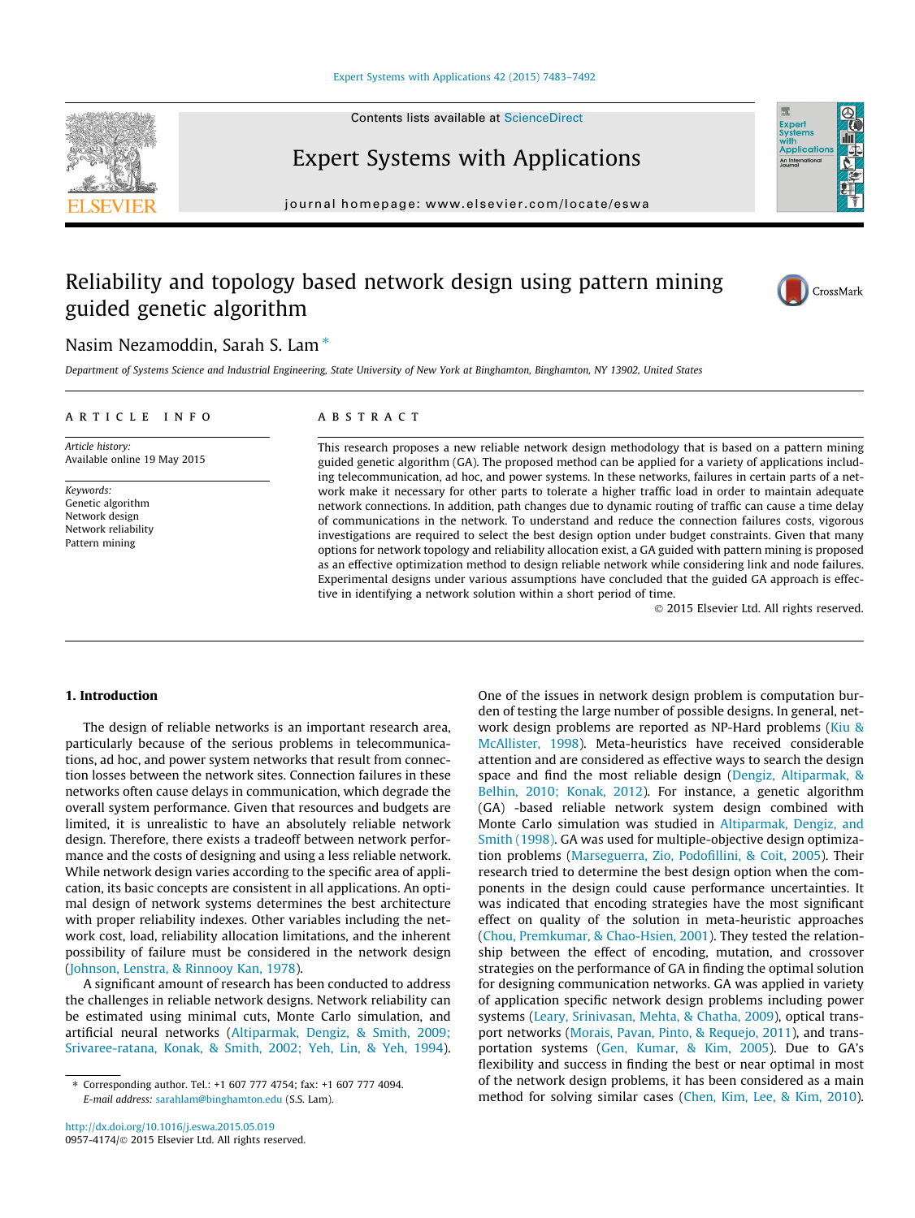# Reliability and topology based network design using pattern mining guided genetic algorithm

Nasim Nezamoddin, Sarah S. Lam *

*Department of Systems Science and Industrial Engineering, State University of New York at Binghamton, Binghamton, NY 13902, United States*

## ARTICLE INFO

*Article history:*
Available online 19 May 2015

*Keywords:*
Genetic algorithm
Network design
Network reliability
Pattern mining

## ABSTRACT

This research proposes a new reliable network design methodology that is based on a pattern mining guided genetic algorithm (GA). The proposed method can be applied for a variety of applications including telecommunication, ad hoc, and power systems. In these networks, failures in certain parts of a network make it necessary for other parts to tolerate a higher traffic load in order to maintain adequate network connections. In addition, path changes due to dynamic routing of traffic can cause a time delay of communications in the network. To understand and reduce the connection failures costs, vigorous investigations are required to select the best design option under budget constraints. Given that many options for network topology and reliability allocation exist, a GA guided with pattern mining is proposed as an effective optimization method to design reliable network while considering link and node failures. Experimental designs under various assumptions have concluded that the guided GA approach is effective in identifying a network solution within a short period of time.

© 2015 Elsevier Ltd. All rights reserved.

## 1. Introduction

The design of reliable networks is an important research area, particularly because of the serious problems in telecommunications, ad hoc, and power system networks that result from connection losses between the network sites. Connection failures in these networks often cause delays in communication, which degrade the overall system performance. Given that resources and budgets are limited, it is unrealistic to have an absolutely reliable network design. Therefore, there exists a tradeoff between network performance and the costs of designing and using a less reliable network. While network design varies according to the specific area of application, its basic concepts are consistent in all applications. An optimal design of network systems determines the best architecture with proper reliability indexes. Other variables including the network cost, load, reliability allocation limitations, and the inherent possibility of failure must be considered in the network design (Johnson, Lenstra, & Rinnooy Kan, 1978).

A significant amount of research has been conducted to address the challenges in reliable network designs. Network reliability can be estimated using minimal cuts, Monte Carlo simulation, and artificial neural networks (Altiparmak, Dengiz, & Smith, 2009; Srivaree-ratana, Konak, & Smith, 2002; Yeh, Lin, & Yeh, 1994). One of the issues in network design problem is computation burden of testing the large number of possible designs. In general, network design problems are reported as NP-Hard problems (Kiu & McAllister, 1998). Meta-heuristics have received considerable attention and are considered as effective ways to search the design space and find the most reliable design (Dengiz, Altiparmak, & Belhin, 2010; Konak, 2012). For instance, a genetic algorithm (GA) -based reliable network system design combined with Monte Carlo simulation was studied in Altiparmak, Dengiz, and Smith (1998). GA was used for multiple-objective design optimization problems (Marseguerra, Zio, Podofillini, & Coit, 2005). Their research tried to determine the best design option when the components in the design could cause performance uncertainties. It was indicated that encoding strategies have the most significant effect on quality of the solution in meta-heuristic approaches (Chou, Premkumar, & Chao-Hsien, 2001). They tested the relationship between the effect of encoding, mutation, and crossover strategies on the performance of GA in finding the optimal solution for designing communication networks. GA was applied in variety of application specific network design problems including power systems (Leary, Srinivasan, Mehta, & Chatha, 2009), optical transport networks (Morais, Pavan, Pinto, & Requejo, 2011), and transportation systems (Gen, Kumar, & Kim, 2005). Due to GA's flexibility and success in finding the best or near optimal in most of the network design problems, it has been considered as a main method for solving similar cases (Chen, Kim, Lee, & Kim, 2010).

---

* Corresponding author. Tel.: +1 607 777 4754; fax: +1 607 777 4094.
*E-mail address:* sarahlam@binghamton.edu (S.S. Lam).

http://dx.doi.org/10.1016/j.eswa.2015.05.019
0957-4174/© 2015 Elsevier Ltd. All rights reserved.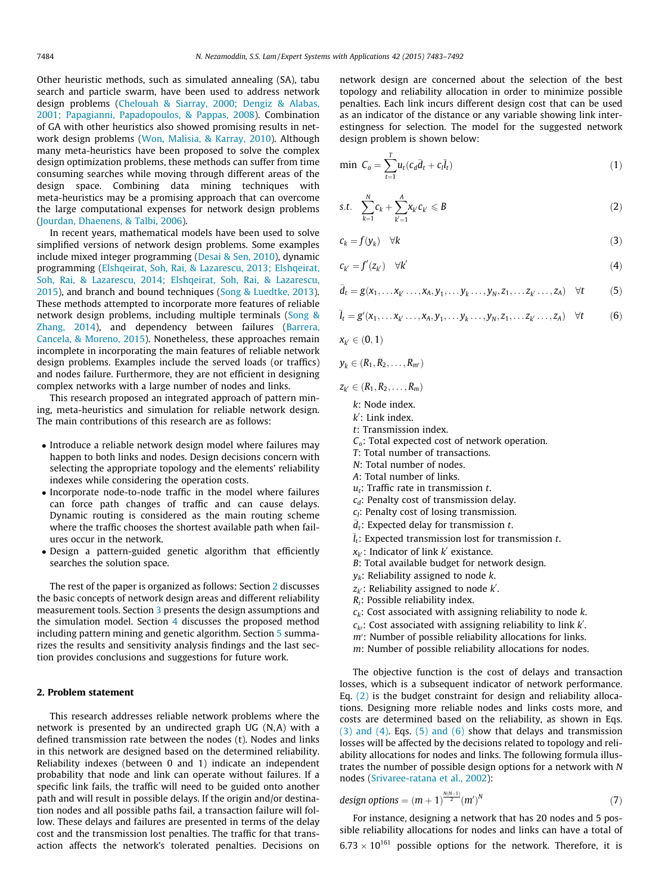Other heuristic methods, such as simulated annealing (SA), tabu search and particle swarm, have been used to address network design problems (Chelouah & Siarray, 2000; Dengiz & Alabas, 2001; Papagianni, Papadopoulos, & Pappas, 2008). Combination of GA with other heuristics also showed promising results in network design problems (Won, Malisia, & Karray, 2010). Although many meta-heuristics have been proposed to solve the complex design optimization problems, these methods can suffer from time consuming searches while moving through different areas of the design space. Combining data mining techniques with meta-heuristics may be a promising approach that can overcome the large computational expenses for network design problems (Jourdan, Dhaenens, & Talbi, 2006).

In recent years, mathematical models have been used to solve simplified versions of network design problems. Some examples include mixed integer programming (Desai & Sen, 2010), dynamic programming (Elshqeirat, Soh, Rai, & Lazarescu, 2013; Elshqeirat, Soh, Rai, & Lazarescu, 2014; Elshqeirat, Soh, Rai, & Lazarescu, 2015), and branch and bound techniques (Song & Luedtke, 2013). These methods attempted to incorporate more features of reliable network design problems, including multiple terminals (Song & Zhang, 2014), and dependency between failures (Barrera, Cancela, & Moreno, 2015). Nonetheless, these approaches remain incomplete in incorporating the main features of reliable network design problems. Examples include the served loads (or traffics) and nodes failure. Furthermore, they are not efficient in designing complex networks with a large number of nodes and links.

This research proposed an integrated approach of pattern mining, meta-heuristics and simulation for reliable network design. The main contributions of this research are as follows:

- Introduce a reliable network design model where failures may happen to both links and nodes. Design decisions concern with selecting the appropriate topology and the elements' reliability indexes while considering the operation costs.
- Incorporate node-to-node traffic in the model where failures can force path changes of traffic and can cause delays. Dynamic routing is considered as the main routing scheme where the traffic chooses the shortest available path when failures occur in the network.
- Design a pattern-guided genetic algorithm that efficiently searches the solution space.

The rest of the paper is organized as follows: Section 2 discusses the basic concepts of network design areas and different reliability measurement tools. Section 3 presents the design assumptions and the simulation model. Section 4 discusses the proposed method including pattern mining and genetic algorithm. Section 5 summarizes the results and sensitivity analysis findings and the last section provides conclusions and suggestions for future work.

## 2. Problem statement

This research addresses reliable network problems where the network is presented by an undirected graph UG (N,A) with a defined transmission rate between the nodes (t). Nodes and links in this network are designed based on the determined reliability. Reliability indexes (between 0 and 1) indicate an independent probability that node and link can operate without failures. If a specific link fails, the traffic will need to be guided onto another path and will result in possible delays. If the origin and/or destination nodes and all possible paths fail, a transaction failure will follow. These delays and failures are presented in terms of the delay cost and the transmission lost penalties. The traffic for that transaction affects the network's tolerated penalties. Decisions on network design are concerned about the selection of the best topology and reliability allocation in order to minimize possible penalties. Each link incurs different design cost that can be used as an indicator of the distance or any variable showing link interestingness for selection. The model for the suggested network design problem is shown below:

$$\min \; C_o = \sum_{t=1}^{T} u_t (c_d \bar{d}_t + c_l \bar{l}_t) \tag{1}$$

$$s.t. \quad \sum_{k=1}^{N} c_k + \sum_{k'=1}^{A} x_{k'} c_{k'} \leqslant B \tag{2}$$

$$c_k = f(y_k) \quad \forall k \tag{3}$$

$$c_{k'} = f'(z_{k'}) \quad \forall k' \tag{4}$$

$$\bar{d}_t = g(x_1, \ldots x_{k'} \ldots, x_A, y_1, \ldots y_k \ldots, y_N, z_1, \ldots z_{k'} \ldots, z_A) \quad \forall t \tag{5}$$

$$\bar{l}_t = g'(x_1, \ldots x_{k'} \ldots, x_A, y_1, \ldots y_k \ldots, y_N, z_1, \ldots z_{k'} \ldots, z_A) \quad \forall t \tag{6}$$

$$x_{k'} \in (0, 1)$$

$$y_k \in (R_1, R_2, \ldots, R_{m'})$$

$$z_{k'} \in (R_1, R_2, \ldots, R_m)$$

$k$: Node index.
$k'$: Link index.
$t$: Transmission index.
$C_o$: Total expected cost of network operation.
$T$: Total number of transactions.
$N$: Total number of nodes.
$A$: Total number of links.
$u_t$: Traffic rate in transmission $t$.
$c_d$: Penalty cost of transmission delay.
$c_l$: Penalty cost of losing transmission.
$\bar{d}_t$: Expected delay for transmission $t$.
$\bar{l}_t$: Expected transmission lost for transmission $t$.
$x_{k'}$: Indicator of link $k'$ existance.
$B$: Total available budget for network design.
$y_k$: Reliability assigned to node $k$.
$z_{k'}$: Reliability assigned to node $k'$.
$R_i$: Possible reliability index.
$c_k$: Cost associated with assigning reliability to node $k$.
$c_{k'}$: Cost associated with assigning reliability to link $k'$.
$m'$: Number of possible reliability allocations for links.
$m$: Number of possible reliability allocations for nodes.

The objective function is the cost of delays and transaction losses, which is a subsequent indicator of network performance. Eq. (2) is the budget constraint for design and reliability allocations. Designing more reliable nodes and links costs more, and costs are determined based on the reliability, as shown in Eqs. (3) and (4). Eqs. (5) and (6) show that delays and transmission losses will be affected by the decisions related to topology and reliability allocations for nodes and links. The following formula illustrates the number of possible design options for a network with $N$ nodes (Srivaree-ratana et al., 2002):

$$design\ options = (m+1)^{\frac{N(N-1)}{2}} (m')^{N} \tag{7}$$

For instance, designing a network that has 20 nodes and 5 possible reliability allocations for nodes and links can have a total of $6.73 \times 10^{161}$ possible options for the network. Therefore, it is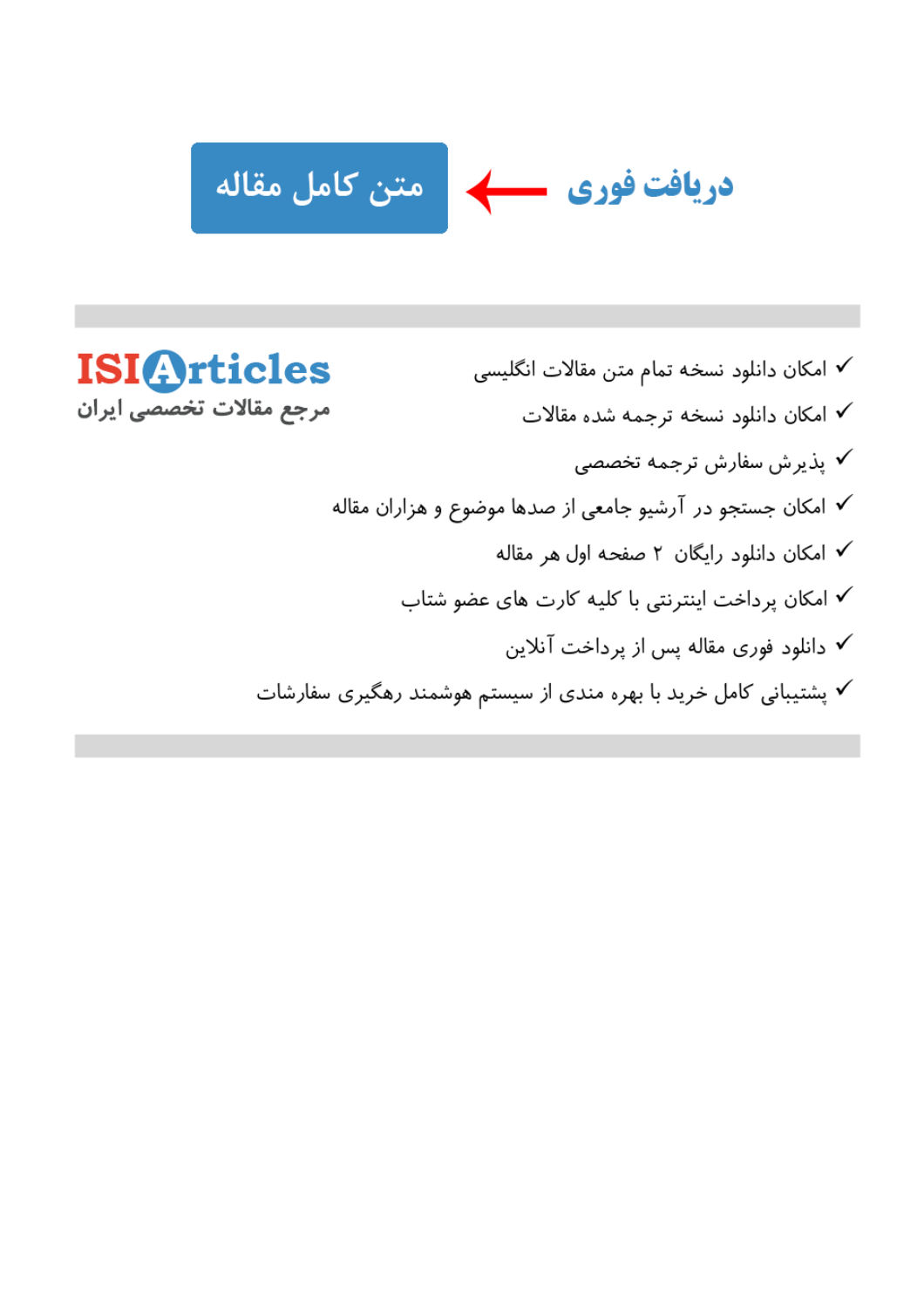دریافت فوری ← **متن کامل مقاله**

**ISIArticles**
مرجع مقالات تخصصی ایران

- ✓ امکان دانلود نسخه تمام متن مقالات انگلیسی
- ✓ امکان دانلود نسخه ترجمه شده مقالات
- ✓ پذیرش سفارش ترجمه تخصصی
- ✓ امکان جستجو در آرشیو جامعی از صدها موضوع و هزاران مقاله
- ✓ امکان دانلود رایگان ۲ صفحه اول هر مقاله
- ✓ امکان پرداخت اینترنتی با کلیه کارت های عضو شتاب
- ✓ دانلود فوری مقاله پس از پرداخت آنلاین
- ✓ پشتیبانی کامل خرید با بهره مندی از سیستم هوشمند رهگیری سفارشات